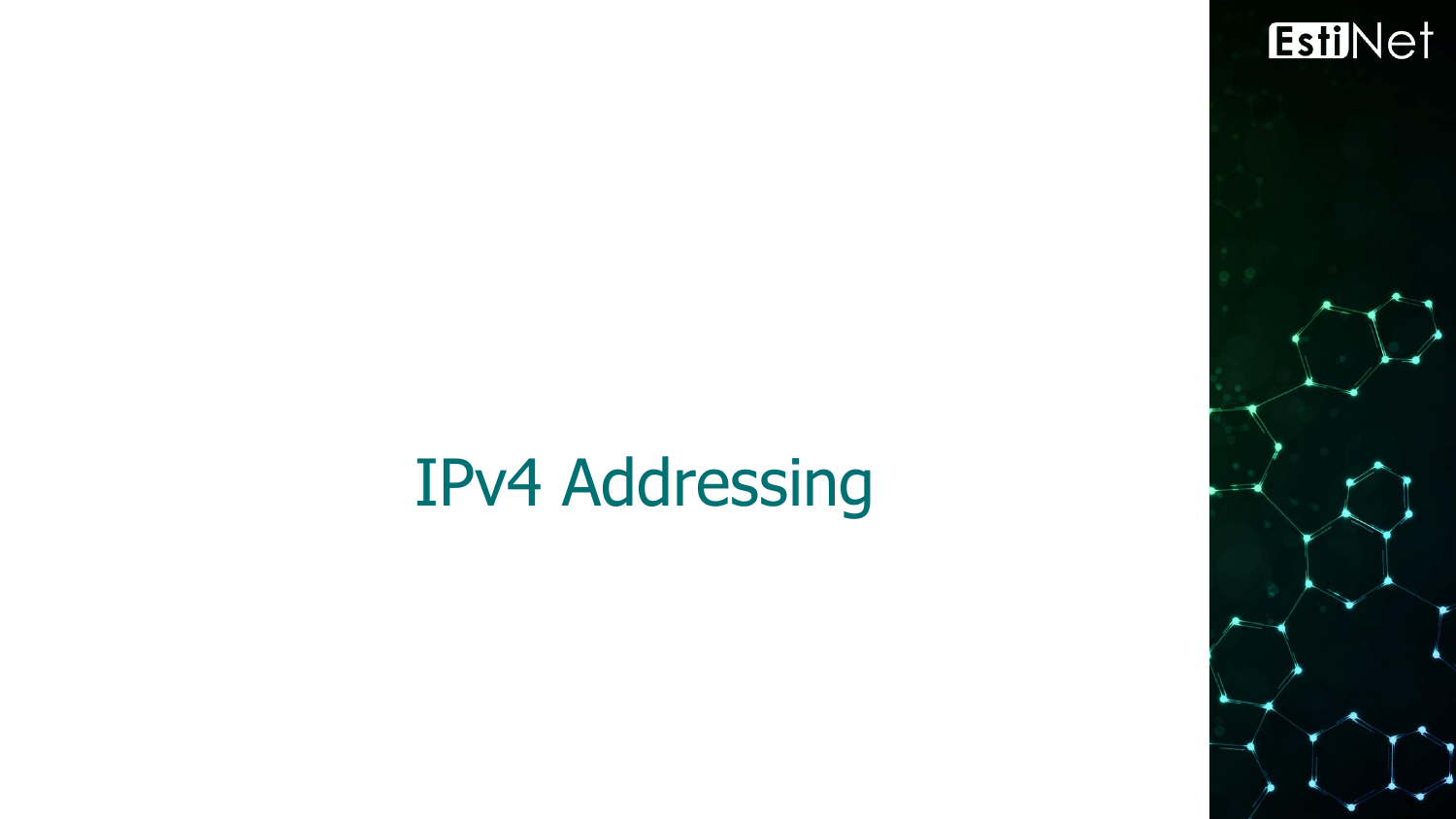# IPv4 Addressing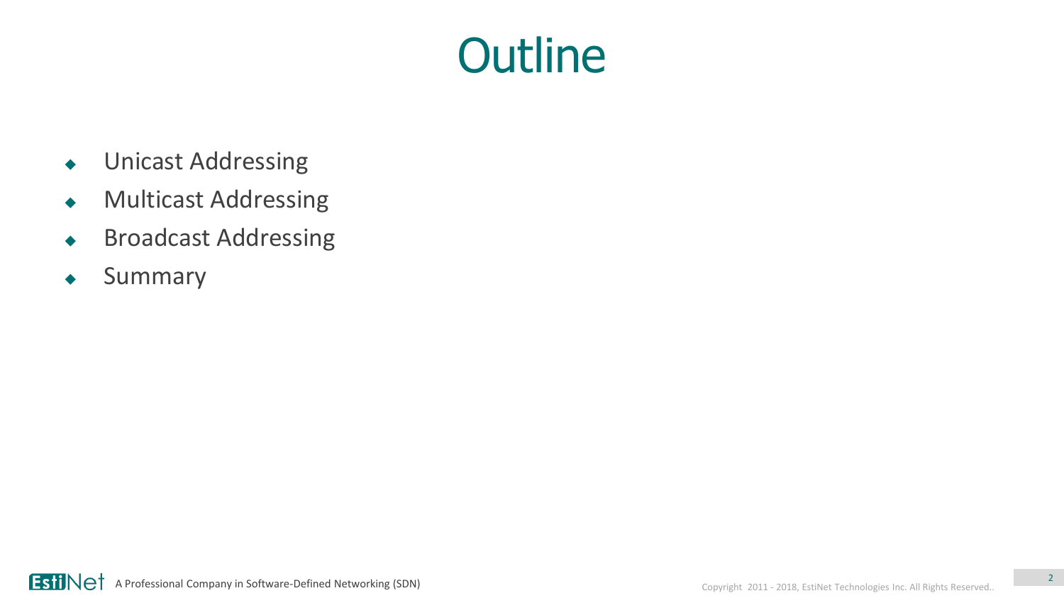# Outline

- Unicast Addressing
- Multicast Addressing
- Broadcast Addressing
- Summary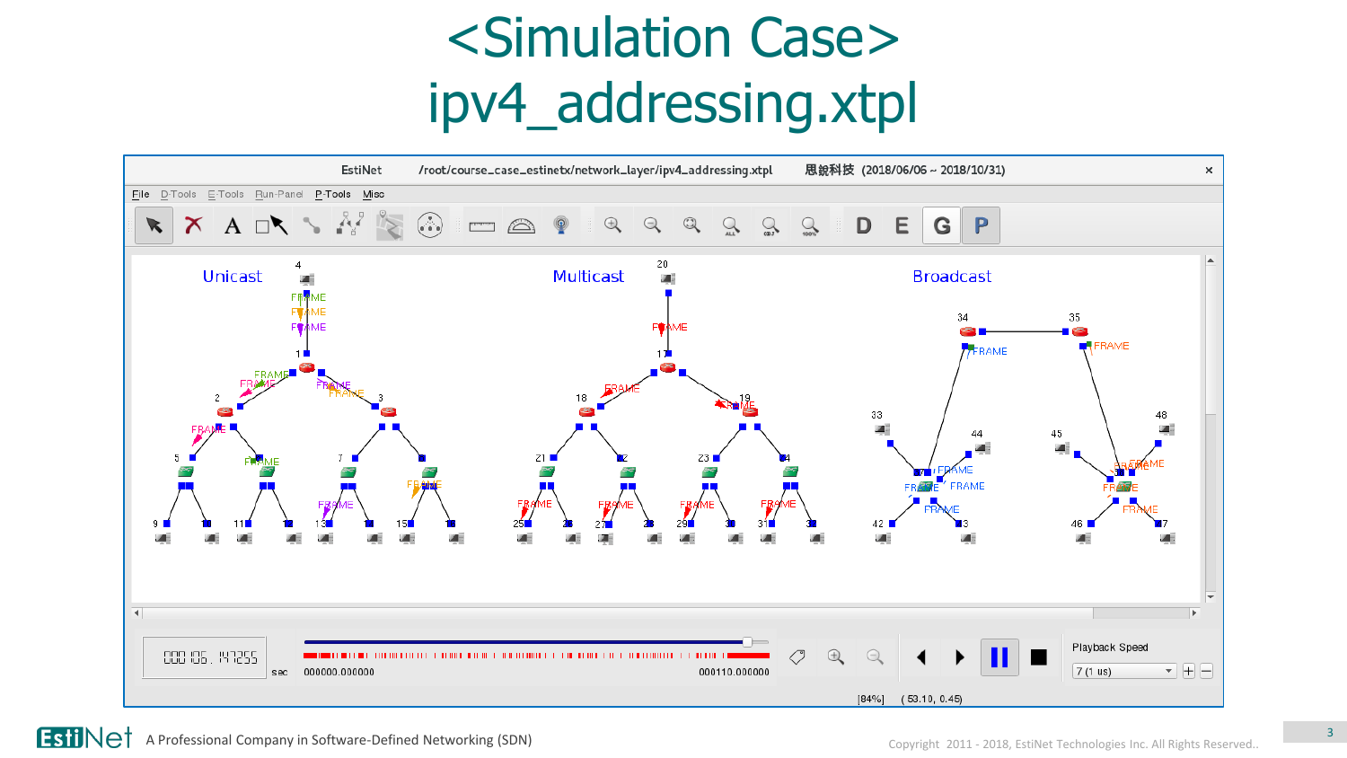# <Simulation Case> ipv4_addressing.xtpl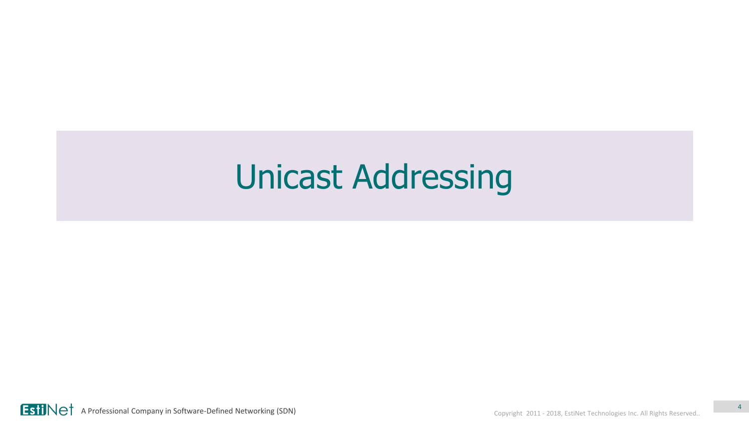# Unicast Addressing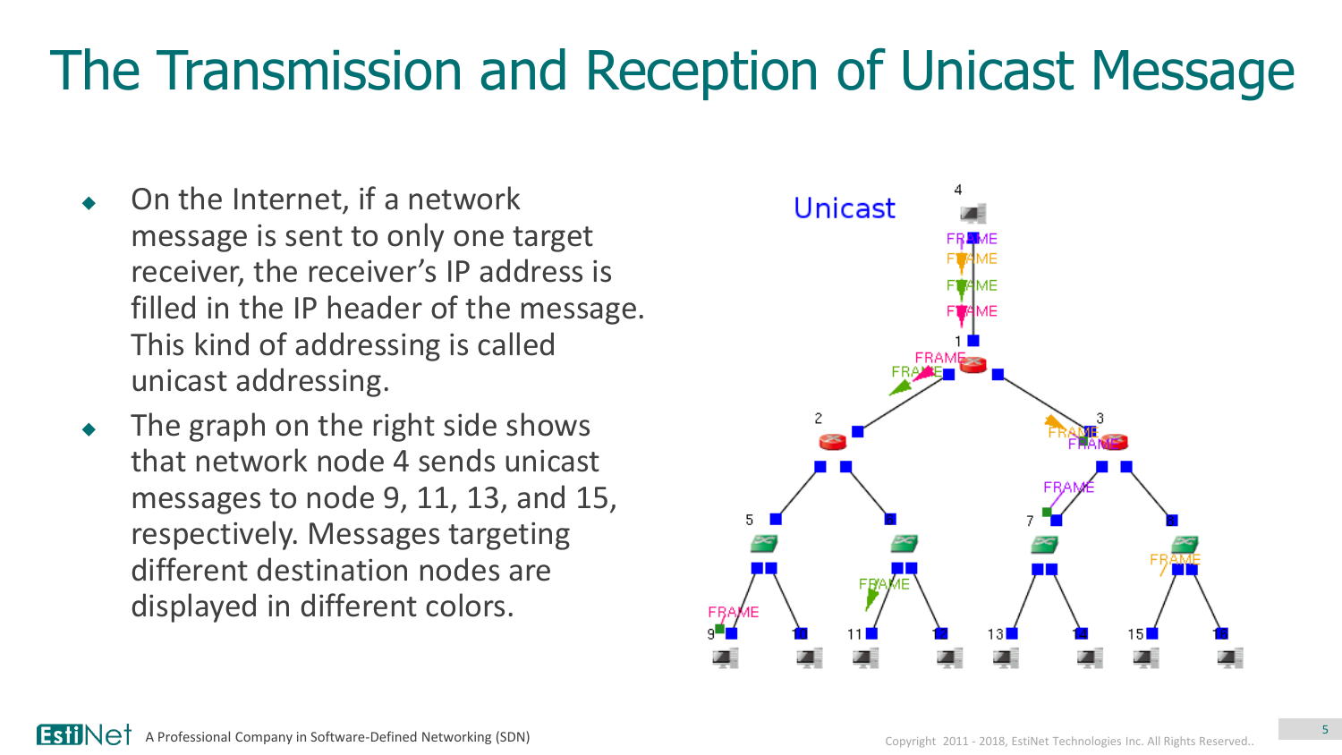# The Transmission and Reception of Unicast Message

- On the Internet, if a network message is sent to only one target receiver, the receiver's IP address is filled in the IP header of the message. This kind of addressing is called unicast addressing.
- The graph on the right side shows that network node 4 sends unicast messages to node 9, 11, 13, and 15, respectively. Messages targeting different destination nodes are displayed in different colors.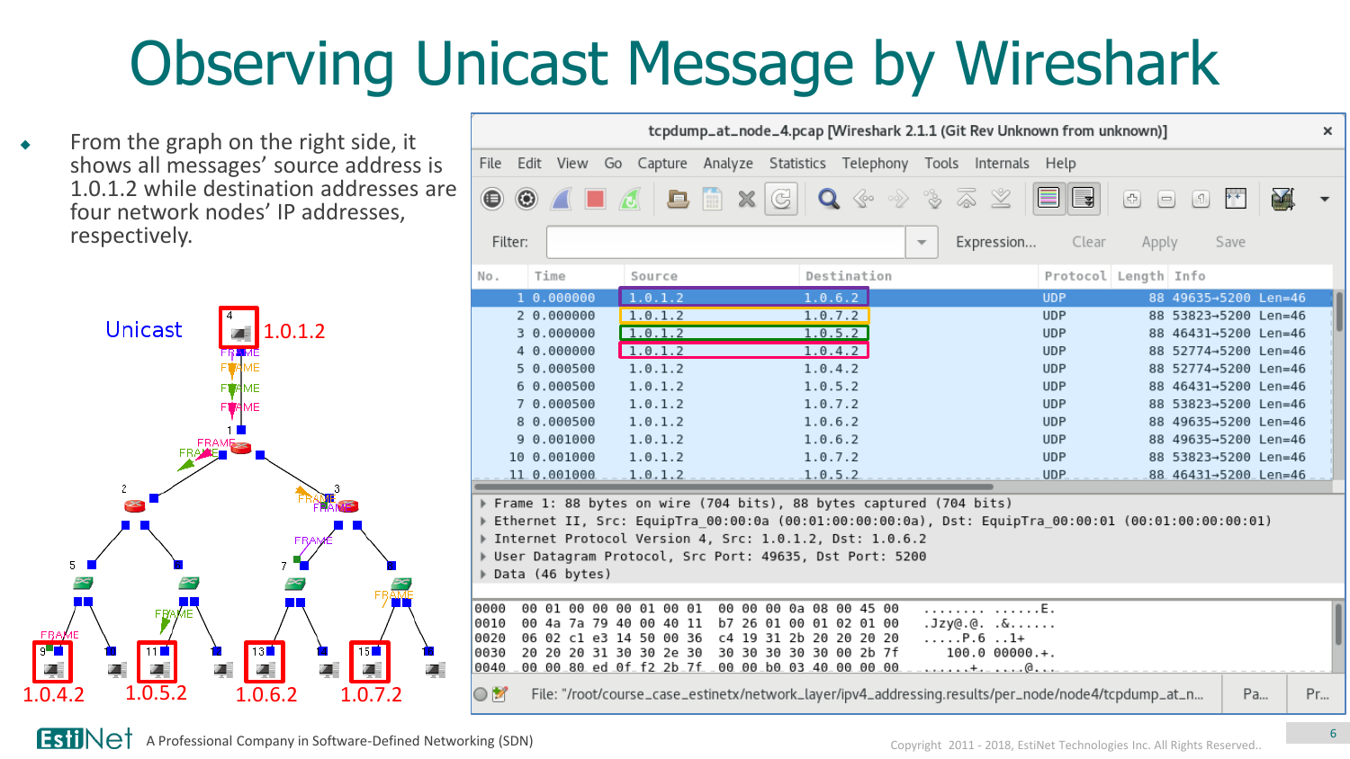# Observing Unicast Message by Wireshark

- From the graph on the right side, it shows all messages' source address is 1.0.1.2 while destination addresses are four network nodes' IP addresses, respectively.

Unicast

1.0.1.2

1.0.4.2 1.0.5.2 1.0.6.2 1.0.7.2

tcpdump_at_node_4.pcap [Wireshark 2.1.1 (Git Rev Unknown from unknown)]

| No. | Time | Source | Destination | Protocol | Length | Info |
|---|---|---|---|---|---|---|
| 1 | 0.000000 | 1.0.1.2 | 1.0.6.2 | UDP | 88 | 49635→5200 Len=46 |
| 2 | 0.000000 | 1.0.1.2 | 1.0.7.2 | UDP | 88 | 53823→5200 Len=46 |
| 3 | 0.000000 | 1.0.1.2 | 1.0.5.2 | UDP | 88 | 46431→5200 Len=46 |
| 4 | 0.000000 | 1.0.1.2 | 1.0.4.2 | UDP | 88 | 52774→5200 Len=46 |
| 5 | 0.000500 | 1.0.1.2 | 1.0.4.2 | UDP | 88 | 52774→5200 Len=46 |
| 6 | 0.000500 | 1.0.1.2 | 1.0.5.2 | UDP | 88 | 46431→5200 Len=46 |
| 7 | 0.000500 | 1.0.1.2 | 1.0.7.2 | UDP | 88 | 53823→5200 Len=46 |
| 8 | 0.000500 | 1.0.1.2 | 1.0.6.2 | UDP | 88 | 49635→5200 Len=46 |
| 9 | 0.001000 | 1.0.1.2 | 1.0.6.2 | UDP | 88 | 49635→5200 Len=46 |
| 10 | 0.001000 | 1.0.1.2 | 1.0.7.2 | UDP | 88 | 53823→5200 Len=46 |
| 11 | 0.001000 | 1.0.1.2 | 1.0.5.2 | UDP | 88 | 46431→5200 Len=46 |

```
Frame 1: 88 bytes on wire (704 bits), 88 bytes captured (704 bits)
Ethernet II, Src: EquipTra_00:00:0a (00:01:00:00:00:0a), Dst: EquipTra_00:00:01 (00:01:00:00:00:01)
Internet Protocol Version 4, Src: 1.0.1.2, Dst: 1.0.6.2
User Datagram Protocol, Src Port: 49635, Dst Port: 5200
Data (46 bytes)
```

```
0000  00 01 00 00 00 01 00 01  00 00 00 0a 08 00 45 00   ........ ......E.
0010  00 4a 7a 79 40 00 40 11  b7 26 01 00 01 02 01 00   .Jzy@.@. .&......
0020  06 02 c1 e3 14 50 00 36  c4 19 31 2b 20 20 20 20   .....P.6 ..1+
0030  20 20 20 31 30 30 2e 30  30 30 30 30 30 00 2b 7f      100.0 00000.+.
0040  00 00 80 ed 0f f2 2b 7f  00 00 b0 03 40 00 00 00   ......+. ....@...
```

File: "/root/course_case_estinetx/network_layer/ipv4_addressing.results/per_node/node4/tcpdump_at_n...

EstiNet A Professional Company in Software-Defined Networking (SDN)

Copyright 2011 - 2018, EstiNet Technologies Inc. All Rights Reserved.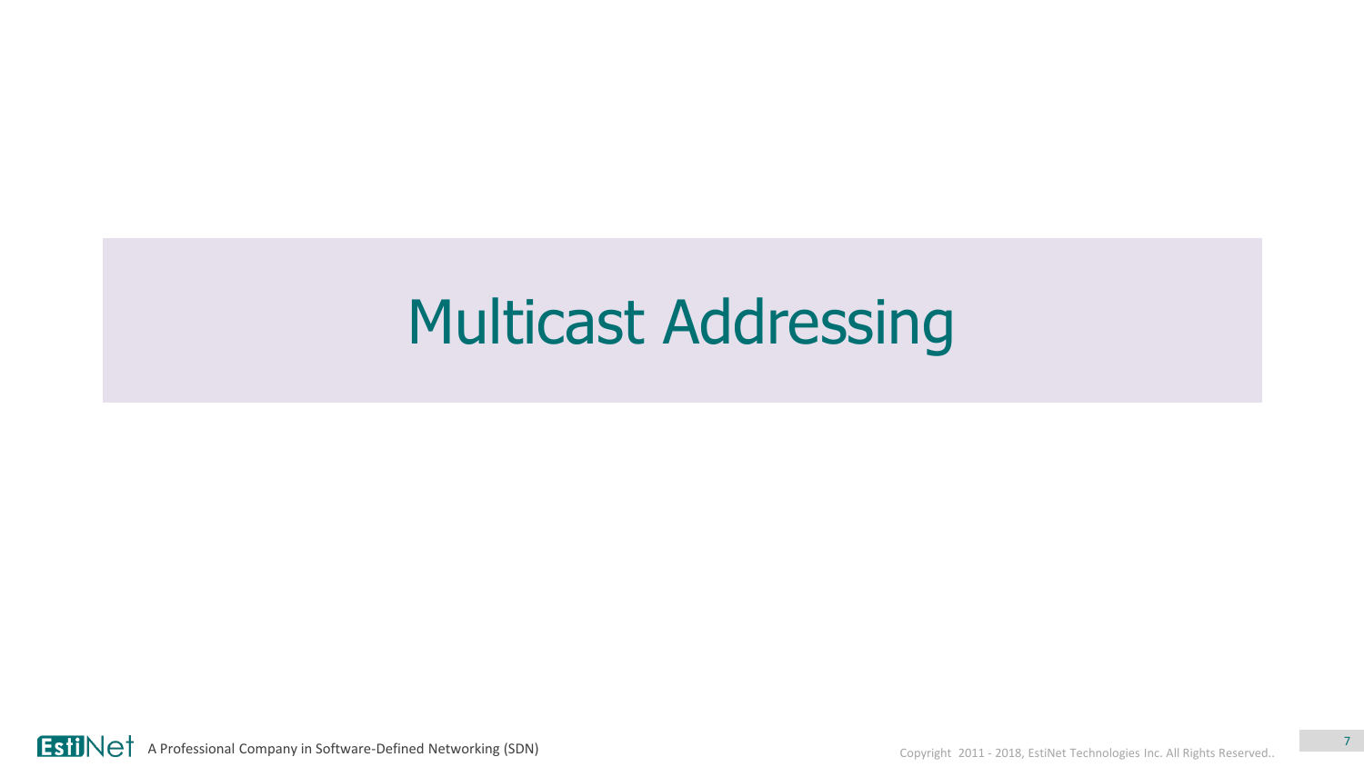# Multicast Addressing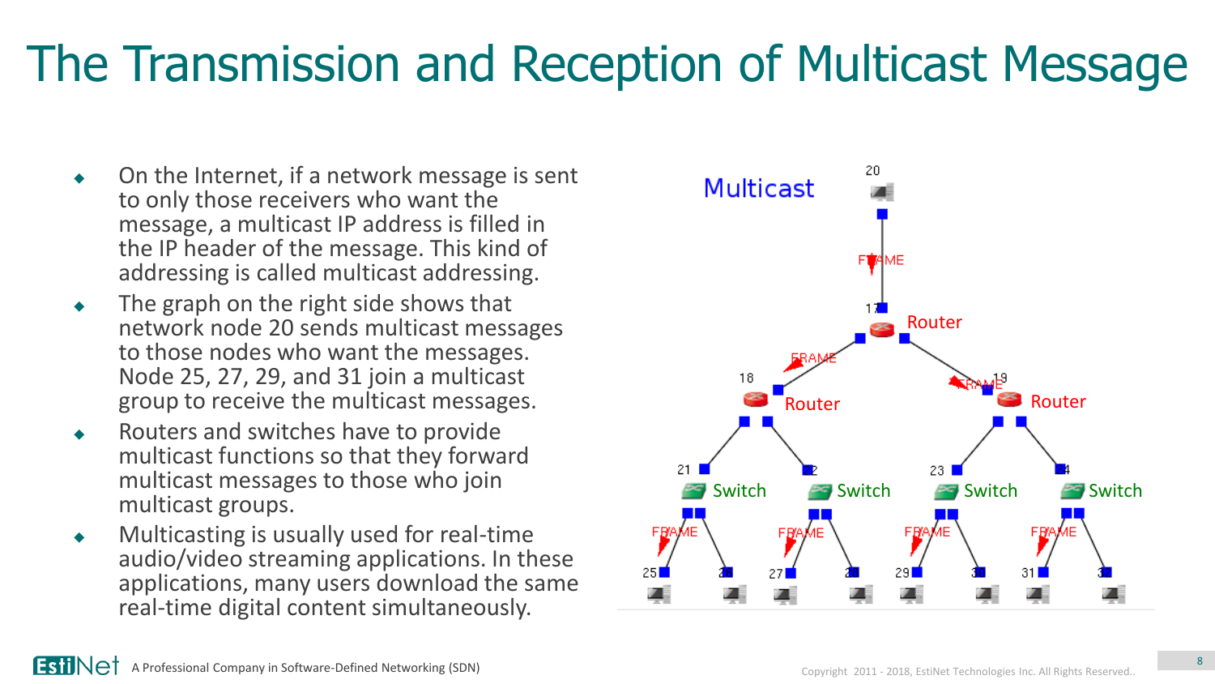# The Transmission and Reception of Multicast Message

- On the Internet, if a network message is sent to only those receivers who want the message, a multicast IP address is filled in the IP header of the message. This kind of addressing is called multicast addressing.
- The graph on the right side shows that network node 20 sends multicast messages to those nodes who want the messages. Node 25, 27, 29, and 31 join a multicast group to receive the multicast messages.
- Routers and switches have to provide multicast functions so that they forward multicast messages to those who join multicast groups.
- Multicasting is usually used for real-time audio/video streaming applications. In these applications, many users download the same real-time digital content simultaneously.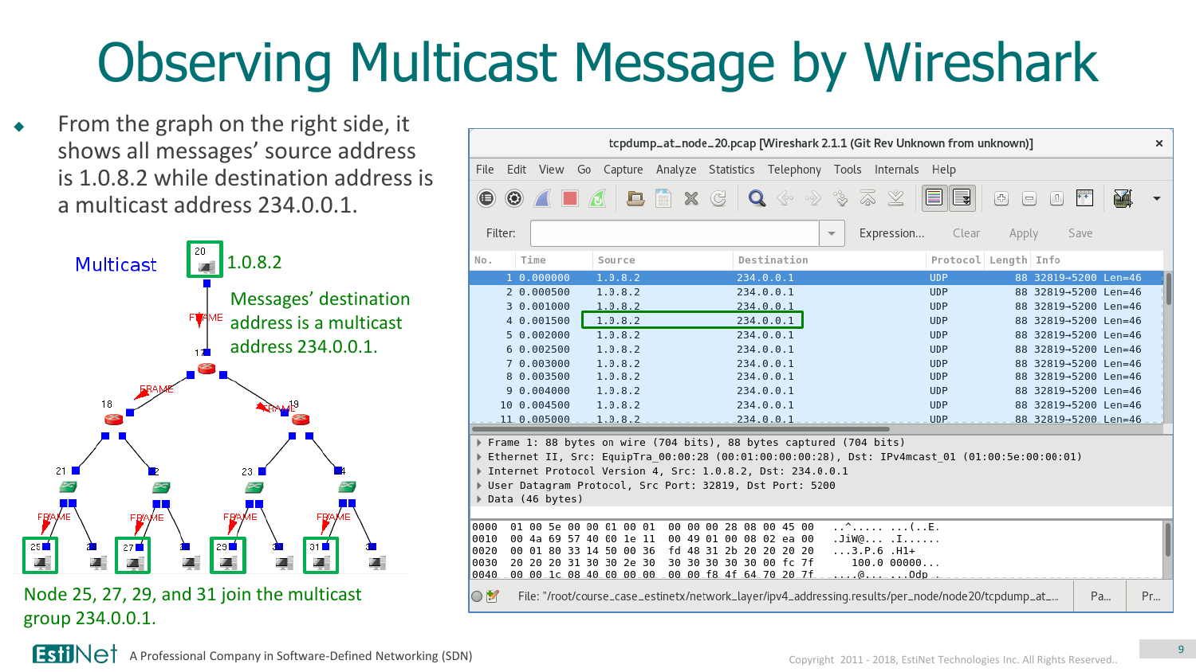# Observing Multicast Message by Wireshark

- From the graph on the right side, it shows all messages' source address is 1.0.8.2 while destination address is a multicast address 234.0.0.1.

Multicast

1.0.8.2

Messages' destination address is a multicast address 234.0.0.1.

Node 25, 27, 29, and 31 join the multicast group 234.0.0.1.

tcpdump_at_node_20.pcap [Wireshark 2.1.1 (Git Rev Unknown from unknown)]

| No. | Time | Source | Destination | Protocol | Length | Info |
|---|---|---|---|---|---|---|
| 1 | 0.000000 | 1.0.8.2 | 234.0.0.1 | UDP | 88 | 32819→5200 Len=46 |
| 2 | 0.000500 | 1.0.8.2 | 234.0.0.1 | UDP | 88 | 32819→5200 Len=46 |
| 3 | 0.001000 | 1.0.8.2 | 234.0.0.1 | UDP | 88 | 32819→5200 Len=46 |
| 4 | 0.001500 | 1.0.8.2 | 234.0.0.1 | UDP | 88 | 32819→5200 Len=46 |
| 5 | 0.002000 | 1.0.8.2 | 234.0.0.1 | UDP | 88 | 32819→5200 Len=46 |
| 6 | 0.002500 | 1.0.8.2 | 234.0.0.1 | UDP | 88 | 32819→5200 Len=46 |
| 7 | 0.003000 | 1.0.8.2 | 234.0.0.1 | UDP | 88 | 32819→5200 Len=46 |
| 8 | 0.003500 | 1.0.8.2 | 234.0.0.1 | UDP | 88 | 32819→5200 Len=46 |
| 9 | 0.004000 | 1.0.8.2 | 234.0.0.1 | UDP | 88 | 32819→5200 Len=46 |
| 10 | 0.004500 | 1.0.8.2 | 234.0.0.1 | UDP | 88 | 32819→5200 Len=46 |
| 11 | 0.005000 | 1.0.8.2 | 234.0.0.1 | UDP | 88 | 32819→5200 Len=46 |

```
Frame 1: 88 bytes on wire (704 bits), 88 bytes captured (704 bits)
Ethernet II, Src: EquipTra_00:00:28 (00:01:00:00:00:28), Dst: IPv4mcast_01 (01:00:5e:00:00:01)
Internet Protocol Version 4, Src: 1.0.8.2, Dst: 234.0.0.1
User Datagram Protocol, Src Port: 32819, Dst Port: 5200
Data (46 bytes)
```

```
0000  01 00 5e 00 00 01 00 01  00 00 00 28 08 00 45 00   ..^..... ...(..E.
0010  00 4a 69 57 40 00 1e 11  00 49 01 00 08 02 ea 00   .JiW@... .I......
0020  00 01 80 33 14 50 00 36  fd 48 31 2b 20 20 20 20   ...3.P.6 .H1+
0030  20 20 20 20 31 30 30 2e  30 30 30 30 30 00 fc 7f       100.0 00000...
0040  00 00 1c 08 40 00 00 00  00 00 f8 4f 64 70 20 7f   ....@... ...Odp .
```

File: "/root/course_case_estinetx/network_layer/ipv4_addressing.results/per_node/node20/tcpdump_at_...

EstiNet A Professional Company in Software-Defined Networking (SDN)

Copyright 2011 - 2018, EstiNet Technologies Inc. All Rights Reserved.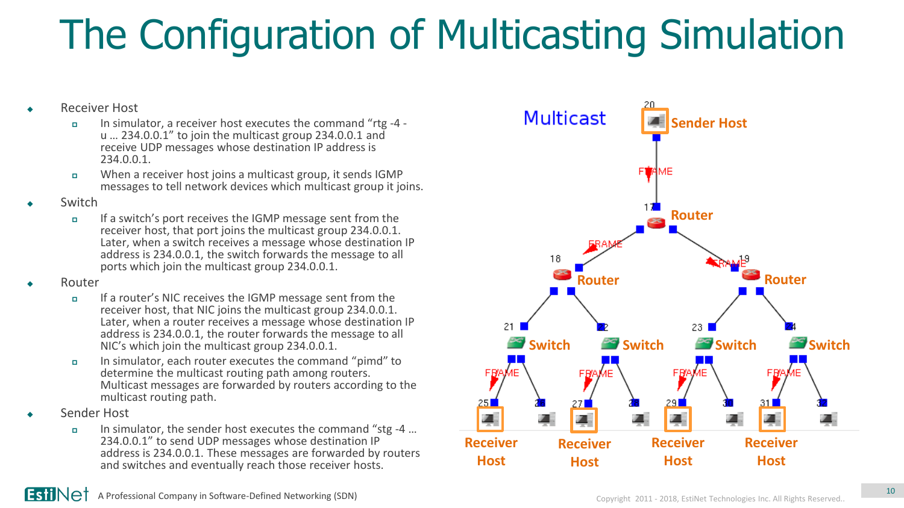# The Configuration of Multicasting Simulation

- Receiver Host
  - In simulator, a receiver host executes the command “rtg -4 -u … 234.0.0.1” to join the multicast group 234.0.0.1 and receive UDP messages whose destination IP address is 234.0.0.1.
  - When a receiver host joins a multicast group, it sends IGMP messages to tell network devices which multicast group it joins.
- Switch
  - If a switch’s port receives the IGMP message sent from the receiver host, that port joins the multicast group 234.0.0.1. Later, when a switch receives a message whose destination IP address is 234.0.0.1, the switch forwards the message to all ports which join the multicast group 234.0.0.1.
- Router
  - If a router’s NIC receives the IGMP message sent from the receiver host, that NIC joins the multicast group 234.0.0.1. Later, when a router receives a message whose destination IP address is 234.0.0.1, the router forwards the message to all NIC’s which join the multicast group 234.0.0.1.
  - In simulator, each router executes the command “pimd” to determine the multicast routing path among routers. Multicast messages are forwarded by routers according to the multicast routing path.
- Sender Host
  - In simulator, the sender host executes the command “stg -4 … 234.0.0.1” to send UDP messages whose destination IP address is 234.0.0.1. These messages are forwarded by routers and switches and eventually reach those receiver hosts.

Multicast

Sender Host

Router

Router

Router

Switch

Switch

Switch

Switch

Receiver Host

Receiver Host

Receiver Host

Receiver Host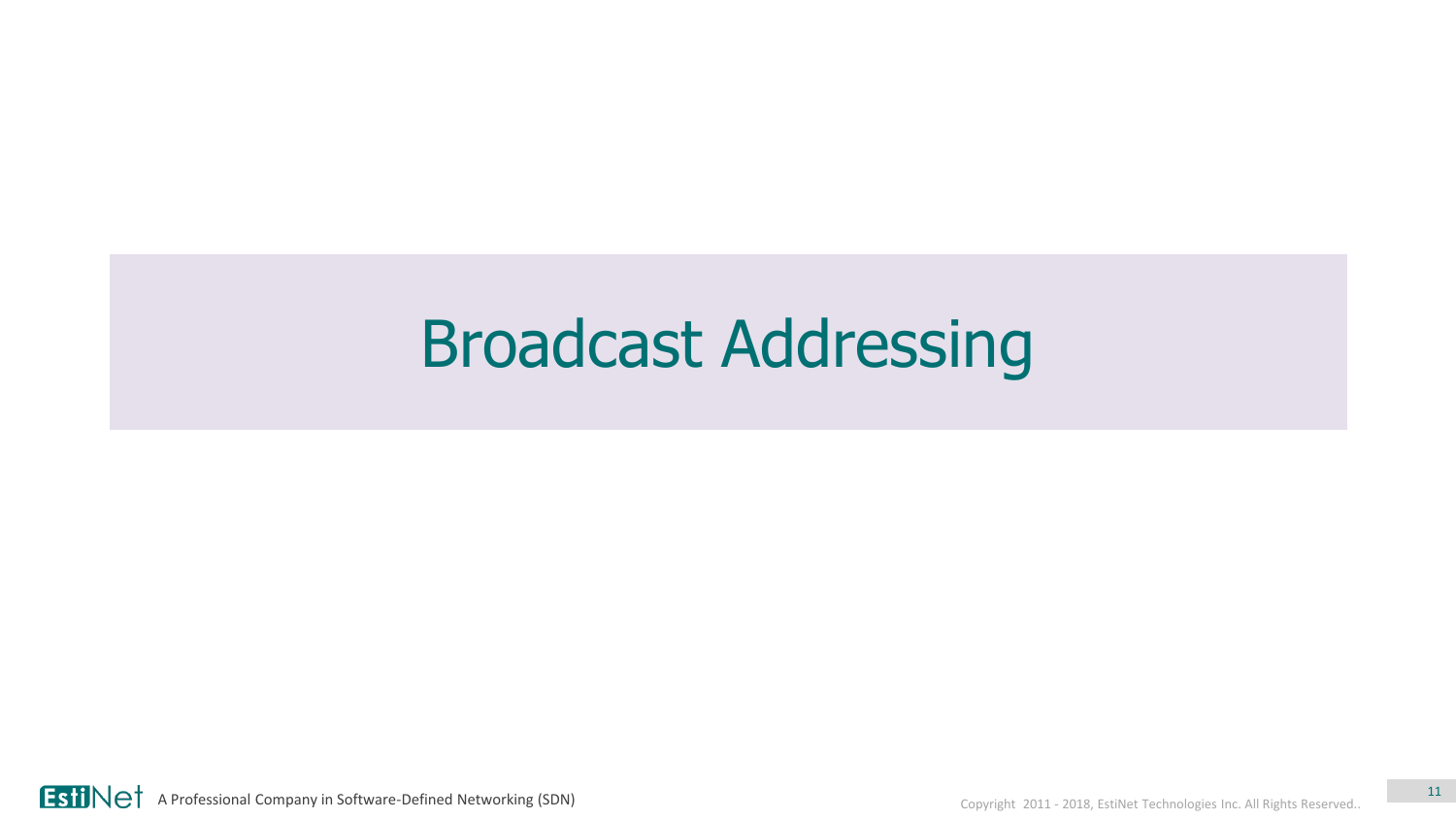# Broadcast Addressing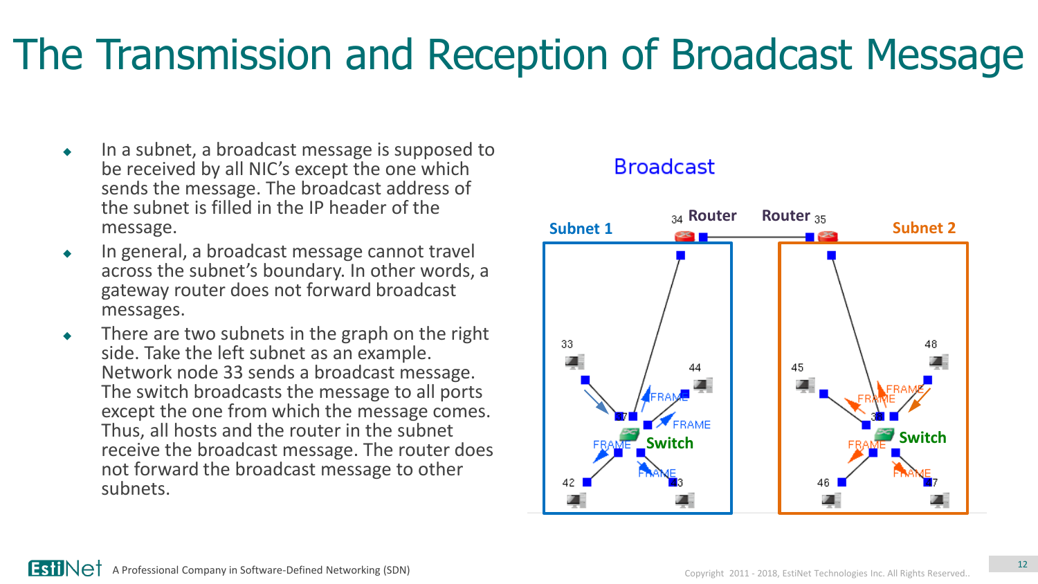# The Transmission and Reception of Broadcast Message

- In a subnet, a broadcast message is supposed to be received by all NIC's except the one which sends the message. The broadcast address of the subnet is filled in the IP header of the message.
- In general, a broadcast message cannot travel across the subnet's boundary. In other words, a gateway router does not forward broadcast messages.
- There are two subnets in the graph on the right side. Take the left subnet as an example. Network node 33 sends a broadcast message. The switch broadcasts the message to all ports except the one from which the message comes. Thus, all hosts and the router in the subnet receive the broadcast message. The router does not forward the broadcast message to other subnets.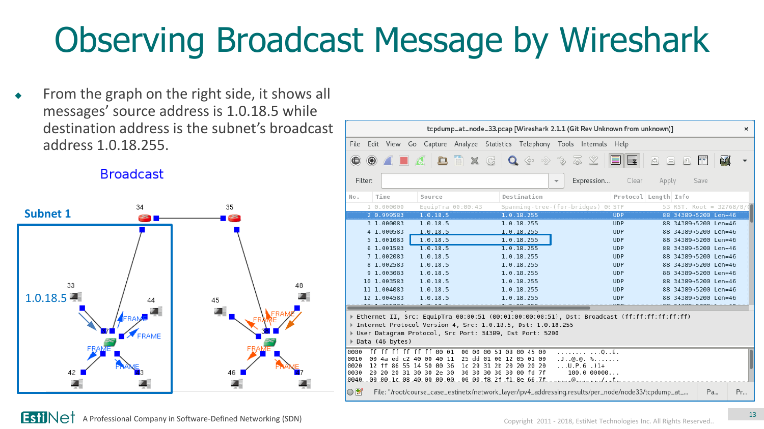# Observing Broadcast Message by Wireshark

- From the graph on the right side, it shows all messages' source address is 1.0.18.5 while destination address is the subnet's broadcast address 1.0.18.255.

Broadcast

Subnet 1

1.0.18.5

tcpdump_at_node_33.pcap [Wireshark 2.1.1 (Git Rev Unknown from unknown)]

| No. | Time | Source | Destination | Protocol | Length | Info |
|---|---|---|---|---|---|---|
| 1 | 0.000000 | EquipTra_00:00:43 | Spanning-tree-(for-bridges)_00 | STP | 53 | RST. Root = 32768/0/ |
| 2 | 0.999583 | 1.0.18.5 | 1.0.18.255 | UDP | 88 | 34389→5200 Len=46 |
| 3 | 1.000083 | 1.0.18.5 | 1.0.18.255 | UDP | 88 | 34389→5200 Len=46 |
| 4 | 1.000583 | 1.0.18.5 | 1.0.18.255 | UDP | 88 | 34389→5200 Len=46 |
| 5 | 1.001083 | 1.0.18.5 | 1.0.18.255 | UDP | 88 | 34389→5200 Len=46 |
| 6 | 1.001583 | 1.0.18.5 | 1.0.18.255 | UDP | 88 | 34389→5200 Len=46 |
| 7 | 1.002083 | 1.0.18.5 | 1.0.18.255 | UDP | 88 | 34389→5200 Len=46 |
| 8 | 1.002583 | 1.0.18.5 | 1.0.18.255 | UDP | 88 | 34389→5200 Len=46 |
| 9 | 1.003083 | 1.0.18.5 | 1.0.18.255 | UDP | 88 | 34389→5200 Len=46 |
| 10 | 1.003583 | 1.0.18.5 | 1.0.18.255 | UDP | 88 | 34389→5200 Len=46 |
| 11 | 1.004083 | 1.0.18.5 | 1.0.18.255 | UDP | 88 | 34389→5200 Len=46 |
| 12 | 1.004583 | 1.0.18.5 | 1.0.18.255 | UDP | 88 | 34389→5200 Len=46 |

```
Ethernet II, Src: EquipTra_00:00:51 (00:01:00:00:00:51), Dst: Broadcast (ff:ff:ff:ff:ff:ff)
Internet Protocol Version 4, Src: 1.0.18.5, Dst: 1.0.18.255
User Datagram Protocol, Src Port: 34389, Dst Port: 5200
Data (46 bytes)
```

```
0000  ff ff ff ff ff ff 00 01  00 00 00 51 08 00 45 00   ........ ...Q..E.
0010  00 4a ed c2 40 00 40 11  25 dd 01 00 12 05 01 00   .J..@.@. %.......
0020  12 ff 86 55 14 50 00 36  1c 29 31 2b 20 20 20 20   ...U.P.6 .)1+
0030  20 20 20 31 30 30 2e 30  30 30 30 30 30 00 fd 7f      100.0 00000...
0040  00 00 1c 08 40 00 00 00  00 00 f8 2f f1 8e 66 7f   ....@... .../..f.
```

File: "/root/course_case_estinetx/network_layer/ipv4_addressing.results/per_node/node33/tcpdump_at_...

EstiNet A Professional Company in Software-Defined Networking (SDN)

Copyright 2011 - 2018, EstiNet Technologies Inc. All Rights Reserved..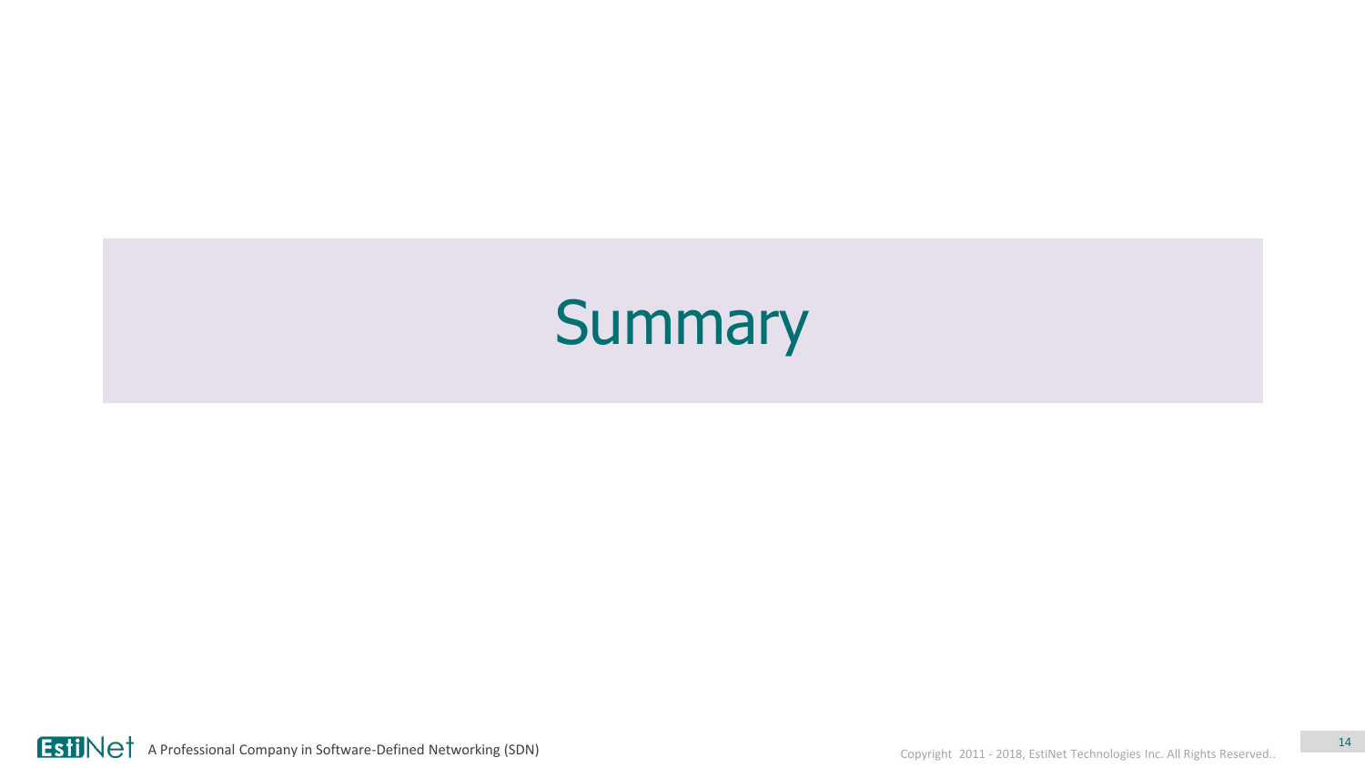# Summary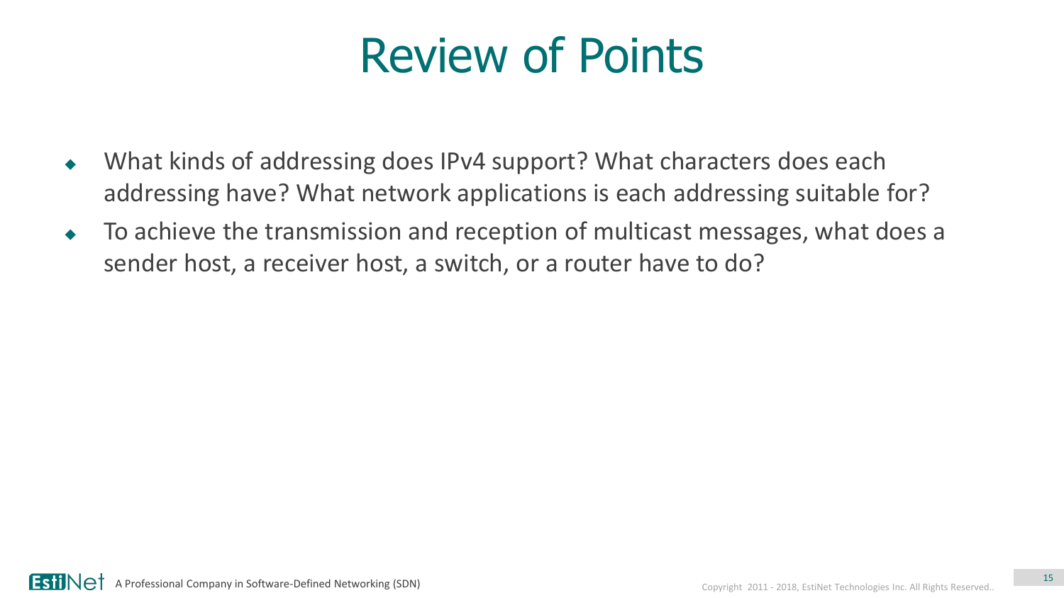# Review of Points

- What kinds of addressing does IPv4 support? What characters does each addressing have? What network applications is each addressing suitable for?
- To achieve the transmission and reception of multicast messages, what does a sender host, a receiver host, a switch, or a router have to do?